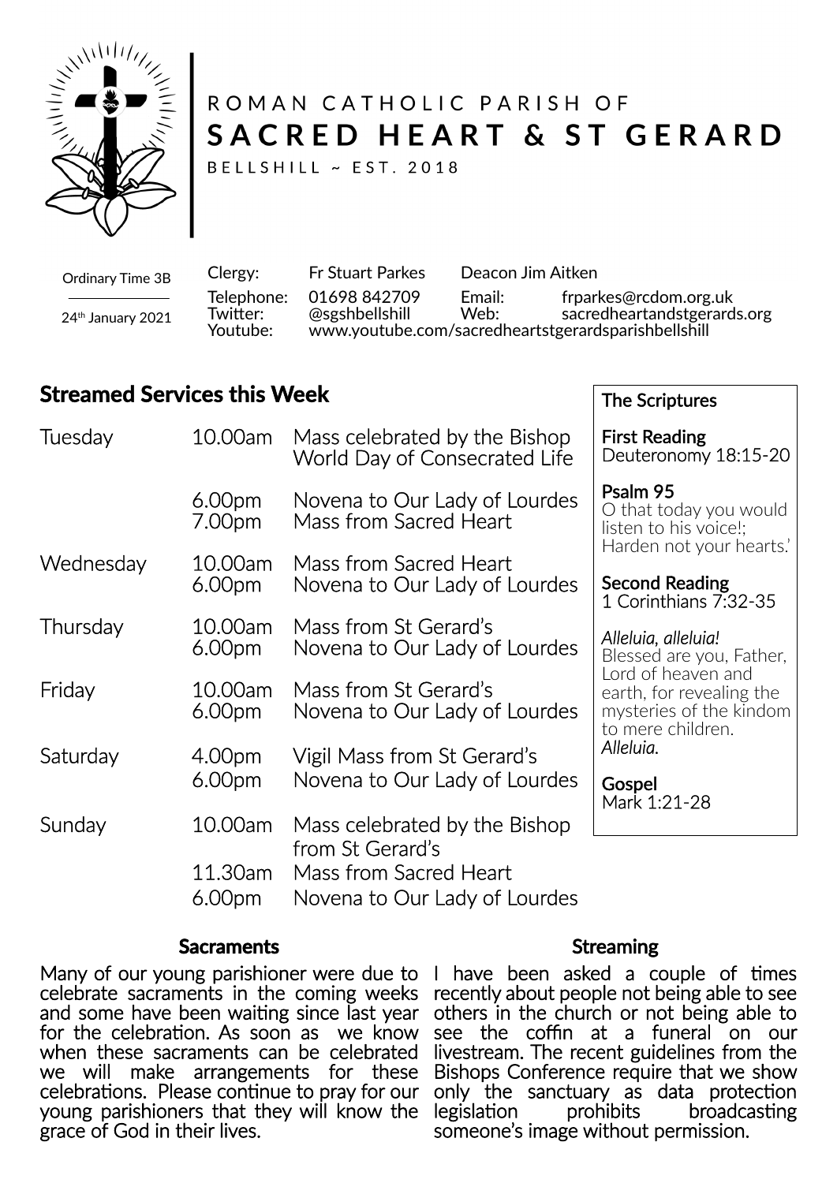ROMAN CATHOLIC PARISH OF

# SACRED HEART & ST GERARD

BELLSHILL ~ EST. 2018

Ordinary Time 3B

24th January 2021

| | | | |
|---|---|---|---|
| Clergy: | Fr Stuart Parkes | Deacon Jim Aitken | |
| Telephone: | 01698 842709 | Email: | frparkes@rcdom.org.uk |
| Twitter: | @sgshbellshill | Web: | sacredheartandstgerards.org |
| Youtube: | www.youtube.com/sacredheartstgerardsparishbellshill | | |

## Streamed Services this Week

| | | |
|---|---|---|
| Tuesday | 10.00am | Mass celebrated by the Bishop World Day of Consecrated Life |
| | 6.00pm | Novena to Our Lady of Lourdes |
| | 7.00pm | Mass from Sacred Heart |
| Wednesday | 10.00am | Mass from Sacred Heart |
| | 6.00pm | Novena to Our Lady of Lourdes |
| Thursday | 10.00am | Mass from St Gerard's |
| | 6.00pm | Novena to Our Lady of Lourdes |
| Friday | 10.00am | Mass from St Gerard's |
| | 6.00pm | Novena to Our Lady of Lourdes |
| Saturday | 4.00pm | Vigil Mass from St Gerard's |
| | 6.00pm | Novena to Our Lady of Lourdes |
| Sunday | 10.00am | Mass celebrated by the Bishop from St Gerard's |
| | 11.30am | Mass from Sacred Heart |
| | 6.00pm | Novena to Our Lady of Lourdes |

### The Scriptures

**First Reading**
Deuteronomy 18:15-20

**Psalm 95**
O that today you would listen to his voice!; Harden not your hearts.'

**Second Reading**
1 Corinthians 7:32-35

*Alleluia, alleluia!*
Blessed are you, Father, Lord of heaven and earth, for revealing the mysteries of the kindom to mere children.
*Alleluia.*

**Gospel**
Mark 1:21-28

### Sacraments

Many of our young parishioner were due to celebrate sacraments in the coming weeks and some have been waiting since last year for the celebration. As soon as we know when these sacraments can be celebrated we will make arrangements for these celebrations. Please continue to pray for our young parishioners that they will know the grace of God in their lives.

### Streaming

I have been asked a couple of times recently about people not being able to see others in the church or not being able to see the coffin at a funeral on our livestream. The recent guidelines from the Bishops Conference require that we show only the sanctuary as data protection legislation prohibits broadcasting someone's image without permission.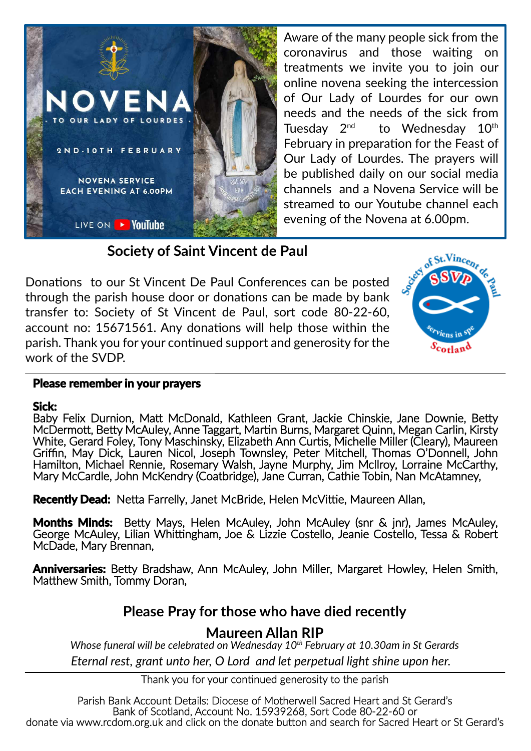NOVENA

· TO OUR LADY OF LOURDES ·

2ND-10TH FEBRUARY

NOVENA SERVICE EACH EVENING AT 6.00PM

LIVE ON YouTube

Aware of the many people sick from the coronavirus and those waiting on treatments we invite you to join our online novena seeking the intercession of Our Lady of Lourdes for our own needs and the needs of the sick from Tuesday 2nd to Wednesday 10th February in preparation for the Feast of Our Lady of Lourdes. The prayers will be published daily on our social media channels and a Novena Service will be streamed to our Youtube channel each evening of the Novena at 6.00pm.

## Society of Saint Vincent de Paul

Donations to our St Vincent De Paul Conferences can be posted through the parish house door or donations can be made by bank transfer to: Society of St Vincent de Paul, sort code 80-22-60, account no: 15671561. Any donations will help those within the parish. Thank you for your continued support and generosity for the work of the SVDP.

---

**Please remember in your prayers**

**Sick:**
Baby Felix Durnion, Matt McDonald, Kathleen Grant, Jackie Chinskie, Jane Downie, Betty McDermott, Betty McAuley, Anne Taggart, Martin Burns, Margaret Quinn, Megan Carlin, Kirsty White, Gerard Foley, Tony Maschinsky, Elizabeth Ann Curtis, Michelle Miller (Cleary), Maureen Griffin, May Dick, Lauren Nicol, Joseph Townsley, Peter Mitchell, Thomas O'Donnell, John Hamilton, Michael Rennie, Rosemary Walsh, Jayne Murphy, Jim McIlroy, Lorraine McCarthy, Mary McCardle, John McKendry (Coatbridge), Jane Curran, Cathie Tobin, Nan McAtamney,

**Recently Dead:** Netta Farrelly, Janet McBride, Helen McVittie, Maureen Allan,

**Months Minds:** Betty Mays, Helen McAuley, John McAuley (snr & jnr), James McAuley, George McAuley, Lilian Whittingham, Joe & Lizzie Costello, Jeanie Costello, Tessa & Robert McDade, Mary Brennan,

**Anniversaries:** Betty Bradshaw, Ann McAuley, John Miller, Margaret Howley, Helen Smith, Matthew Smith, Tommy Doran,

## Please Pray for those who have died recently

## Maureen Allan RIP

*Whose funeral will be celebrated on Wednesday 10th February at 10.30am in St Gerards*

*Eternal rest, grant unto her, O Lord and let perpetual light shine upon her.*

---

Thank you for your continued generosity to the parish

Parish Bank Account Details: Diocese of Motherwell Sacred Heart and St Gerard's
Bank of Scotland, Account No. 15939268, Sort Code 80-22-60 or
donate via www.rcdom.org.uk and click on the donate button and search for Sacred Heart or St Gerard's